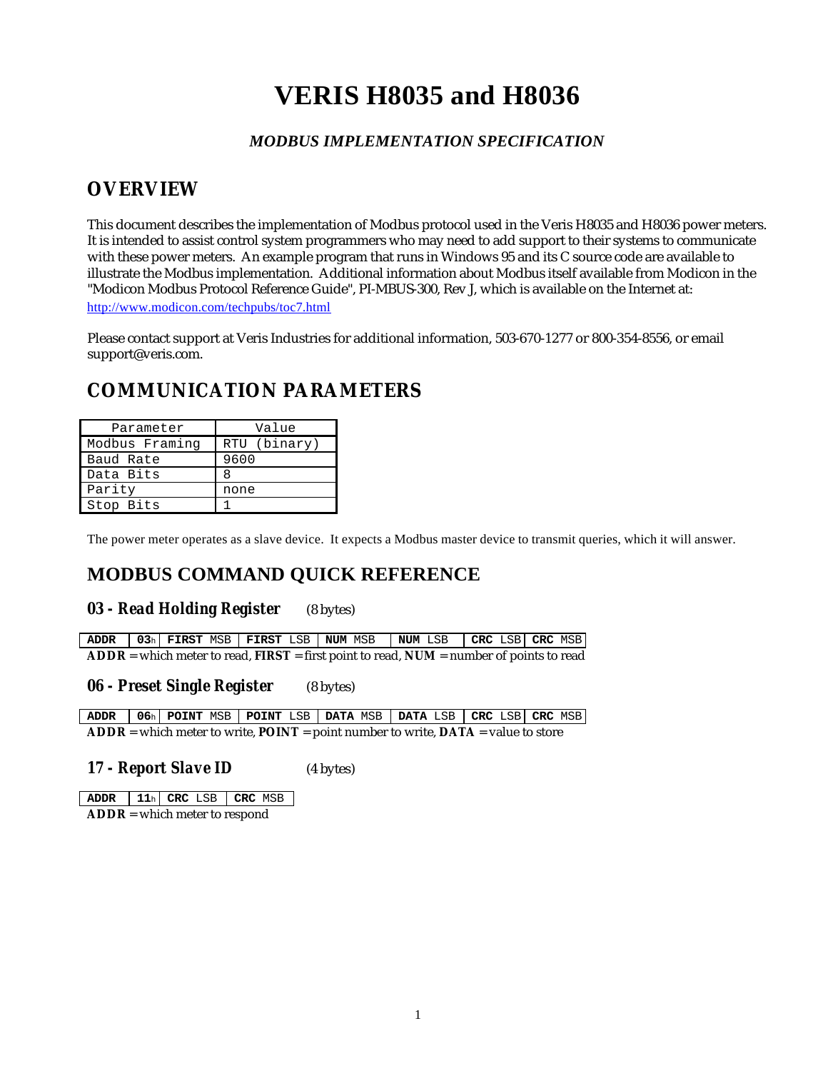# VERIS H8035 and H8036

### *MODBUS IMPLEMENTATION SPECIFICATION*

## OVERVIEW

This document describes the implementation of Modbus protocol used in the Veris H8035 and H8036 power meters. It is intended to assist control system programmers who may need to add support to their systems to communicate with these power meters. An example program that runs in Windows 95 and its C source code are available to illustrate the Modbus implementation. Additional information about Modbus itself available from Modicon in the "Modicon Modbus Protocol Reference Guide", PI-MBUS-300, Rev J, which is available on the Internet at: http://www.modicon.com/techpubs/toc7.html

Please contact support at Veris Industries for additional information, 503-670-1277 or 800-354-8556, or email support@veris.com.

## COMMUNICATION PARAMETERS

| Parameter | Value |
|---|---|
| Modbus Framing | RTU (binary) |
| Baud Rate | 9600 |
| Data Bits | 8 |
| Parity | none |
| Stop Bits | 1 |

The power meter operates as a slave device. It expects a Modbus master device to transmit queries, which it will answer.

## MODBUS COMMAND QUICK REFERENCE

### *03 - Read Holding Register* (8 bytes)

| **ADDR** | **03**h | **FIRST** MSB | **FIRST** LSB | **NUM** MSB | **NUM** LSB | **CRC** LSB | **CRC** MSB |
|---|---|---|---|---|---|---|---|

**ADDR** = which meter to read, **FIRST** = first point to read, **NUM** = number of points to read

### *06 - Preset Single Register* (8 bytes)

| **ADDR** | **06**h | **POINT** MSB | **POINT** LSB | **DATA** MSB | **DATA** LSB | **CRC** LSB | **CRC** MSB |
|---|---|---|---|---|---|---|---|

**ADDR** = which meter to write, **POINT** = point number to write, **DATA** = value to store

### *17 - Report Slave ID* (4 bytes)

| **ADDR** | **11**h | **CRC** LSB | **CRC** MSB |
|---|---|---|---|

**ADDR** = which meter to respond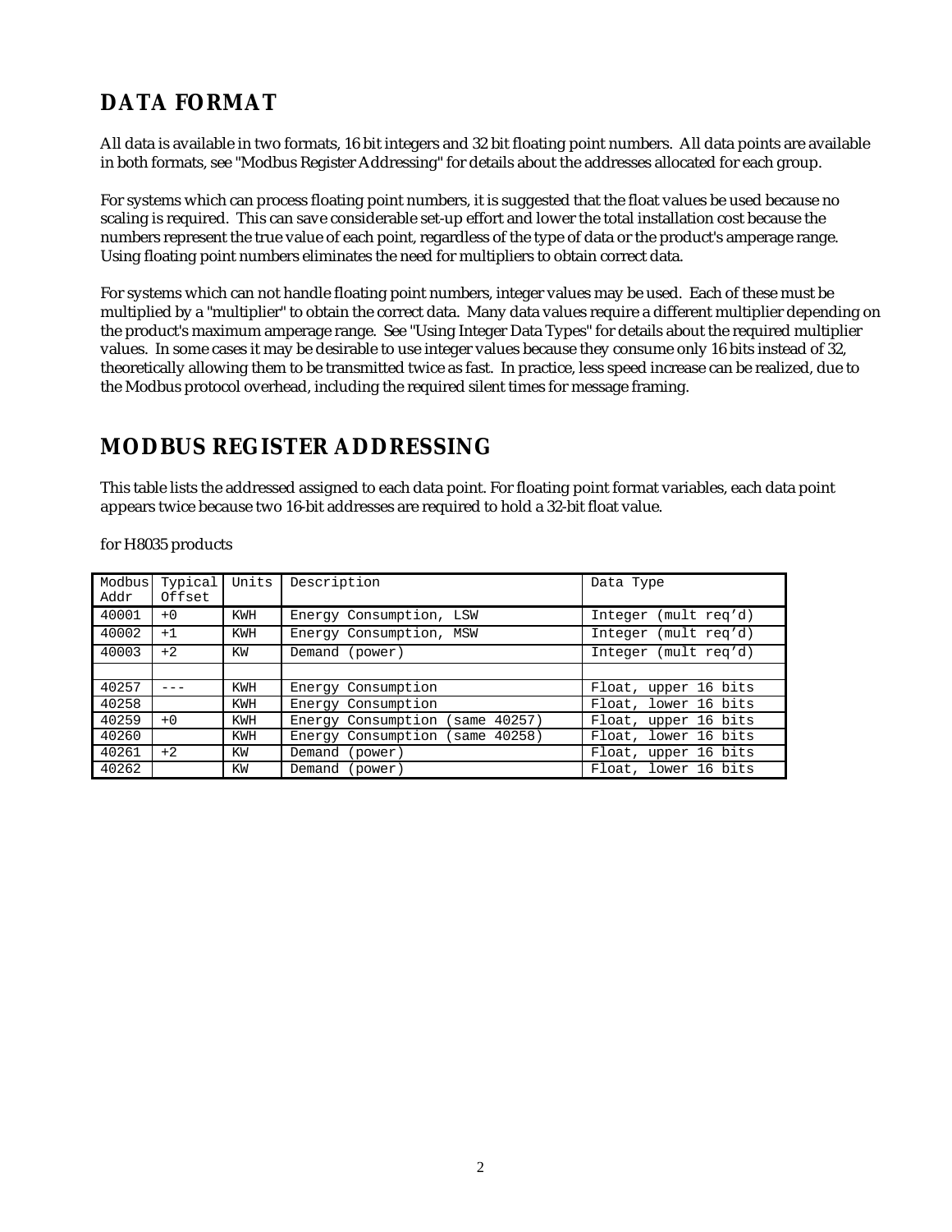## DATA FORMAT

All data is available in two formats, 16 bit integers and 32 bit floating point numbers. All data points are available in both formats, see "Modbus Register Addressing" for details about the addresses allocated for each group.

For systems which can process floating point numbers, it is suggested that the float values be used because no scaling is required. This can save considerable set-up effort and lower the total installation cost because the numbers represent the true value of each point, regardless of the type of data or the product's amperage range. Using floating point numbers eliminates the need for multipliers to obtain correct data.

For systems which can not handle floating point numbers, integer values may be used. Each of these must be multiplied by a "multiplier" to obtain the correct data. Many data values require a different multiplier depending on the product's maximum amperage range. See "Using Integer Data Types" for details about the required multiplier values. In some cases it may be desirable to use integer values because they consume only 16 bits instead of 32, theoretically allowing them to be transmitted twice as fast. In practice, less speed increase can be realized, due to the Modbus protocol overhead, including the required silent times for message framing.

## MODBUS REGISTER ADDRESSING

This table lists the addressed assigned to each data point. For floating point format variables, each data point appears twice because two 16-bit addresses are required to hold a 32-bit float value.

for H8035 products

| Modbus Addr | Typical Offset | Units | Description | Data Type |
|---|---|---|---|---|
| 40001 | +0 | KWH | Energy Consumption, LSW | Integer (mult req'd) |
| 40002 | +1 | KWH | Energy Consumption, MSW | Integer (mult req'd) |
| 40003 | +2 | KW | Demand (power) | Integer (mult req'd) |
| | | | | |
| 40257 | --- | KWH | Energy Consumption | Float, upper 16 bits |
| 40258 | | KWH | Energy Consumption | Float, lower 16 bits |
| 40259 | +0 | KWH | Energy Consumption (same 40257) | Float, upper 16 bits |
| 40260 | | KWH | Energy Consumption (same 40258) | Float, lower 16 bits |
| 40261 | +2 | KW | Demand (power) | Float, upper 16 bits |
| 40262 | | KW | Demand (power) | Float, lower 16 bits |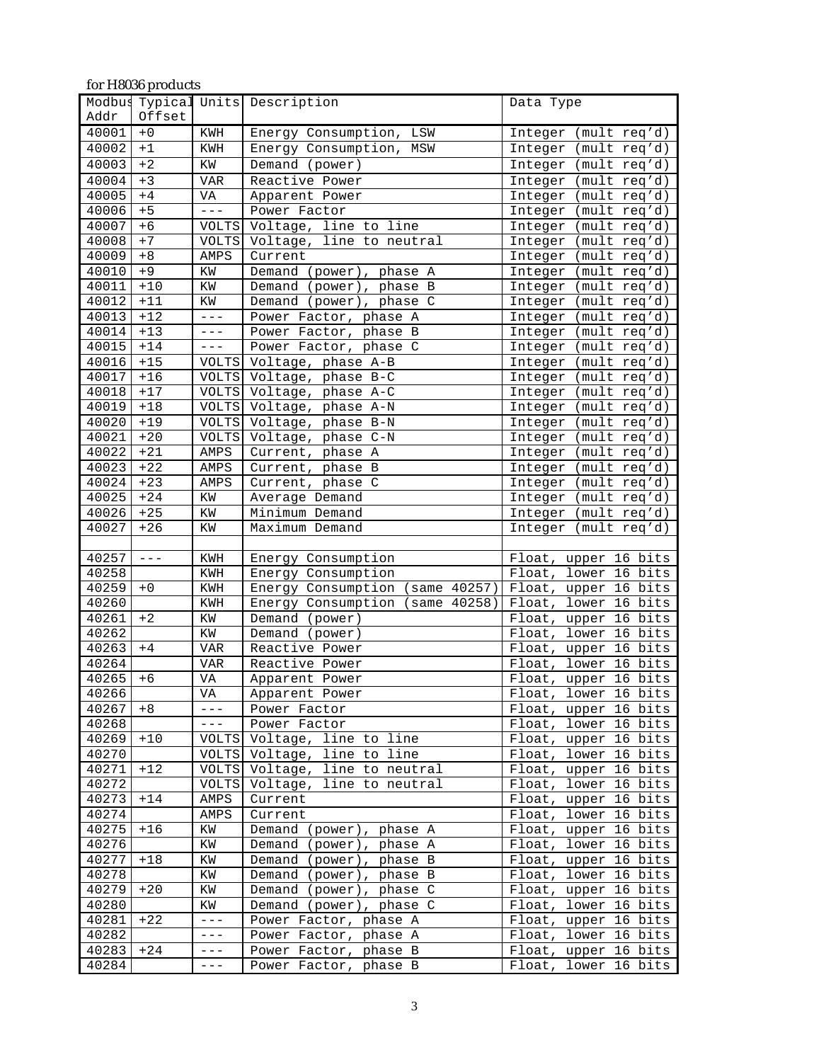for H8036 products

| Modbus Addr | Typical Offset | Units | Description | Data Type |
|---|---|---|---|---|
| 40001 | +0 | KWH | Energy Consumption, LSW | Integer (mult req'd) |
| 40002 | +1 | KWH | Energy Consumption, MSW | Integer (mult req'd) |
| 40003 | +2 | KW | Demand (power) | Integer (mult req'd) |
| 40004 | +3 | VAR | Reactive Power | Integer (mult req'd) |
| 40005 | +4 | VA | Apparent Power | Integer (mult req'd) |
| 40006 | +5 | --- | Power Factor | Integer (mult req'd) |
| 40007 | +6 | VOLTS | Voltage, line to line | Integer (mult req'd) |
| 40008 | +7 | VOLTS | Voltage, line to neutral | Integer (mult req'd) |
| 40009 | +8 | AMPS | Current | Integer (mult req'd) |
| 40010 | +9 | KW | Demand (power), phase A | Integer (mult req'd) |
| 40011 | +10 | KW | Demand (power), phase B | Integer (mult req'd) |
| 40012 | +11 | KW | Demand (power), phase C | Integer (mult req'd) |
| 40013 | +12 | --- | Power Factor, phase A | Integer (mult req'd) |
| 40014 | +13 | --- | Power Factor, phase B | Integer (mult req'd) |
| 40015 | +14 | --- | Power Factor, phase C | Integer (mult req'd) |
| 40016 | +15 | VOLTS | Voltage, phase A-B | Integer (mult req'd) |
| 40017 | +16 | VOLTS | Voltage, phase B-C | Integer (mult req'd) |
| 40018 | +17 | VOLTS | Voltage, phase A-C | Integer (mult req'd) |
| 40019 | +18 | VOLTS | Voltage, phase A-N | Integer (mult req'd) |
| 40020 | +19 | VOLTS | Voltage, phase B-N | Integer (mult req'd) |
| 40021 | +20 | VOLTS | Voltage, phase C-N | Integer (mult req'd) |
| 40022 | +21 | AMPS | Current, phase A | Integer (mult req'd) |
| 40023 | +22 | AMPS | Current, phase B | Integer (mult req'd) |
| 40024 | +23 | AMPS | Current, phase C | Integer (mult req'd) |
| 40025 | +24 | KW | Average Demand | Integer (mult req'd) |
| 40026 | +25 | KW | Minimum Demand | Integer (mult req'd) |
| 40027 | +26 | KW | Maximum Demand | Integer (mult req'd) |
| | | | | |
| 40257 | --- | KWH | Energy Consumption | Float, upper 16 bits |
| 40258 | | KWH | Energy Consumption | Float, lower 16 bits |
| 40259 | +0 | KWH | Energy Consumption (same 40257) | Float, upper 16 bits |
| 40260 | | KWH | Energy Consumption (same 40258) | Float, lower 16 bits |
| 40261 | +2 | KW | Demand (power) | Float, upper 16 bits |
| 40262 | | KW | Demand (power) | Float, lower 16 bits |
| 40263 | +4 | VAR | Reactive Power | Float, upper 16 bits |
| 40264 | | VAR | Reactive Power | Float, lower 16 bits |
| 40265 | +6 | VA | Apparent Power | Float, upper 16 bits |
| 40266 | | VA | Apparent Power | Float, lower 16 bits |
| 40267 | +8 | --- | Power Factor | Float, upper 16 bits |
| 40268 | | --- | Power Factor | Float, lower 16 bits |
| 40269 | +10 | VOLTS | Voltage, line to line | Float, upper 16 bits |
| 40270 | | VOLTS | Voltage, line to line | Float, lower 16 bits |
| 40271 | +12 | VOLTS | Voltage, line to neutral | Float, upper 16 bits |
| 40272 | | VOLTS | Voltage, line to neutral | Float, lower 16 bits |
| 40273 | +14 | AMPS | Current | Float, upper 16 bits |
| 40274 | | AMPS | Current | Float, lower 16 bits |
| 40275 | +16 | KW | Demand (power), phase A | Float, upper 16 bits |
| 40276 | | KW | Demand (power), phase A | Float, lower 16 bits |
| 40277 | +18 | KW | Demand (power), phase B | Float, upper 16 bits |
| 40278 | | KW | Demand (power), phase B | Float, lower 16 bits |
| 40279 | +20 | KW | Demand (power), phase C | Float, upper 16 bits |
| 40280 | | KW | Demand (power), phase C | Float, lower 16 bits |
| 40281 | +22 | --- | Power Factor, phase A | Float, upper 16 bits |
| 40282 | | --- | Power Factor, phase A | Float, lower 16 bits |
| 40283 | +24 | --- | Power Factor, phase B | Float, upper 16 bits |
| 40284 | | --- | Power Factor, phase B | Float, lower 16 bits |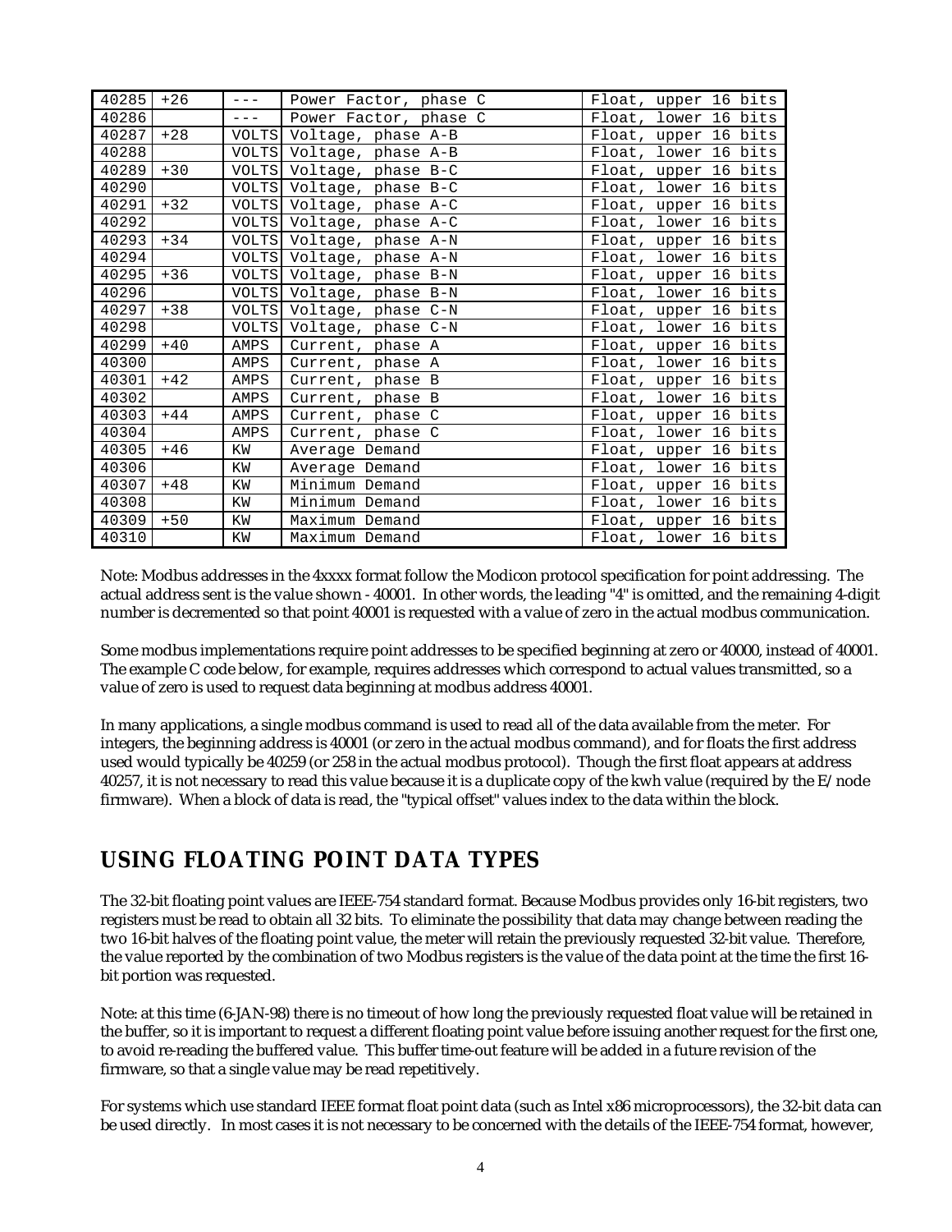| 40285 | +26 | --- | Power Factor, phase C | Float, upper 16 bits |
|---|---|---|---|---|
| 40286 | | --- | Power Factor, phase C | Float, lower 16 bits |
| 40287 | +28 | VOLTS | Voltage, phase A-B | Float, upper 16 bits |
| 40288 | | VOLTS | Voltage, phase A-B | Float, lower 16 bits |
| 40289 | +30 | VOLTS | Voltage, phase B-C | Float, upper 16 bits |
| 40290 | | VOLTS | Voltage, phase B-C | Float, lower 16 bits |
| 40291 | +32 | VOLTS | Voltage, phase A-C | Float, upper 16 bits |
| 40292 | | VOLTS | Voltage, phase A-C | Float, lower 16 bits |
| 40293 | +34 | VOLTS | Voltage, phase A-N | Float, upper 16 bits |
| 40294 | | VOLTS | Voltage, phase A-N | Float, lower 16 bits |
| 40295 | +36 | VOLTS | Voltage, phase B-N | Float, upper 16 bits |
| 40296 | | VOLTS | Voltage, phase B-N | Float, lower 16 bits |
| 40297 | +38 | VOLTS | Voltage, phase C-N | Float, upper 16 bits |
| 40298 | | VOLTS | Voltage, phase C-N | Float, lower 16 bits |
| 40299 | +40 | AMPS | Current, phase A | Float, upper 16 bits |
| 40300 | | AMPS | Current, phase A | Float, lower 16 bits |
| 40301 | +42 | AMPS | Current, phase B | Float, upper 16 bits |
| 40302 | | AMPS | Current, phase B | Float, lower 16 bits |
| 40303 | +44 | AMPS | Current, phase C | Float, upper 16 bits |
| 40304 | | AMPS | Current, phase C | Float, lower 16 bits |
| 40305 | +46 | KW | Average Demand | Float, upper 16 bits |
| 40306 | | KW | Average Demand | Float, lower 16 bits |
| 40307 | +48 | KW | Minimum Demand | Float, upper 16 bits |
| 40308 | | KW | Minimum Demand | Float, lower 16 bits |
| 40309 | +50 | KW | Maximum Demand | Float, upper 16 bits |
| 40310 | | KW | Maximum Demand | Float, lower 16 bits |

Note: Modbus addresses in the 4xxxx format follow the Modicon protocol specification for point addressing. The actual address sent is the value shown - 40001. In other words, the leading "4" is omitted, and the remaining 4-digit number is decremented so that point 40001 is requested with a value of zero in the actual modbus communication.

Some modbus implementations require point addresses to be specified beginning at zero or 40000, instead of 40001. The example C code below, for example, requires addresses which correspond to actual values transmitted, so a value of zero is used to request data beginning at modbus address 40001.

In many applications, a single modbus command is used to read all of the data available from the meter. For integers, the beginning address is 40001 (or zero in the actual modbus command), and for floats the first address used would typically be 40259 (or 258 in the actual modbus protocol). Though the first float appears at address 40257, it is not necessary to read this value because it is a duplicate copy of the kwh value (required by the E/node firmware). When a block of data is read, the "typical offset" values index to the data within the block.

## USING FLOATING POINT DATA TYPES

The 32-bit floating point values are IEEE-754 standard format. Because Modbus provides only 16-bit registers, two registers must be read to obtain all 32 bits. To eliminate the possibility that data may change between reading the two 16-bit halves of the floating point value, the meter will retain the previously requested 32-bit value. Therefore, the value reported by the combination of two Modbus registers is the value of the data point at the time the first 16-bit portion was requested.

Note: at this time (6-JAN-98) there is no timeout of how long the previously requested float value will be retained in the buffer, so it is important to request a different floating point value before issuing another request for the first one, to avoid re-reading the buffered value. This buffer time-out feature will be added in a future revision of the firmware, so that a single value may be read repetitively.

For systems which use standard IEEE format float point data (such as Intel x86 microprocessors), the 32-bit data can be used directly. In most cases it is not necessary to be concerned with the details of the IEEE-754 format, however,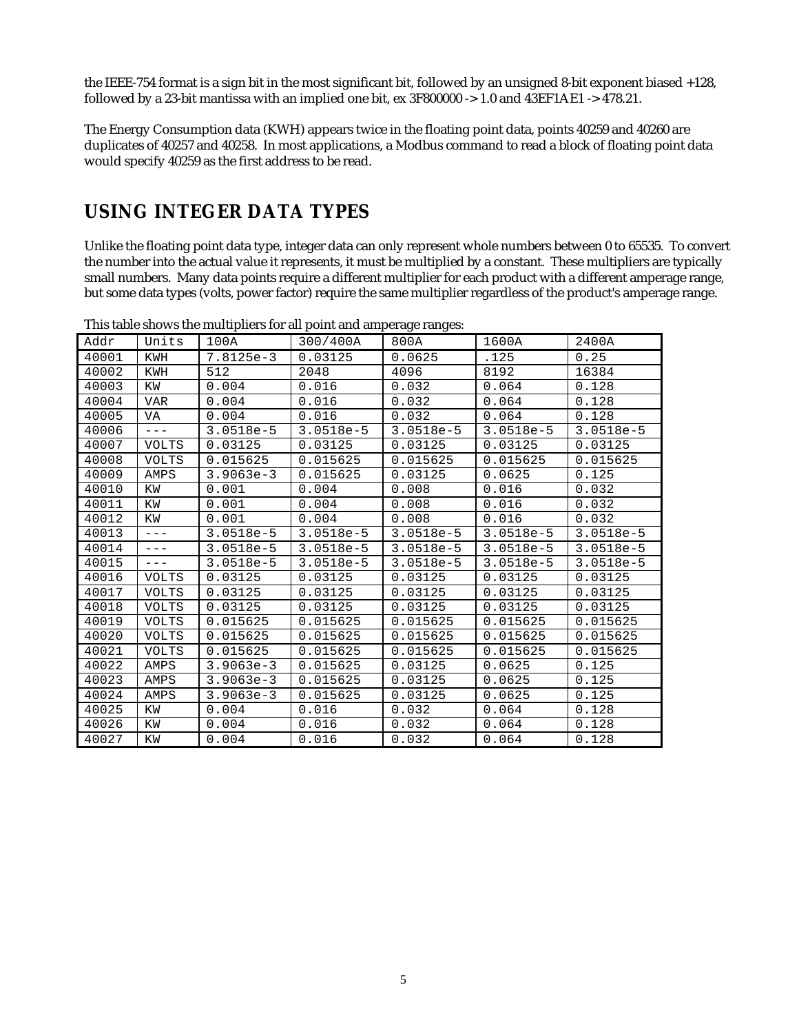the IEEE-754 format is a sign bit in the most significant bit, followed by an unsigned 8-bit exponent biased +128, followed by a 23-bit mantissa with an implied one bit, ex 3F800000 -> 1.0 and 43EF1AE1 -> 478.21.

The Energy Consumption data (KWH) appears twice in the floating point data, points 40259 and 40260 are duplicates of 40257 and 40258. In most applications, a Modbus command to read a block of floating point data would specify 40259 as the first address to be read.

## USING INTEGER DATA TYPES

Unlike the floating point data type, integer data can only represent whole numbers between 0 to 65535. To convert the number into the actual value it represents, it must be multiplied by a constant. These multipliers are typically small numbers. Many data points require a different multiplier for each product with a different amperage range, but some data types (volts, power factor) require the same multiplier regardless of the product's amperage range.

This table shows the multipliers for all point and amperage ranges:

| Addr | Units | 100A | 300/400A | 800A | 1600A | 2400A |
|---|---|---|---|---|---|---|
| 40001 | KWH | 7.8125e-3 | 0.03125 | 0.0625 | .125 | 0.25 |
| 40002 | KWH | 512 | 2048 | 4096 | 8192 | 16384 |
| 40003 | KW | 0.004 | 0.016 | 0.032 | 0.064 | 0.128 |
| 40004 | VAR | 0.004 | 0.016 | 0.032 | 0.064 | 0.128 |
| 40005 | VA | 0.004 | 0.016 | 0.032 | 0.064 | 0.128 |
| 40006 | --- | 3.0518e-5 | 3.0518e-5 | 3.0518e-5 | 3.0518e-5 | 3.0518e-5 |
| 40007 | VOLTS | 0.03125 | 0.03125 | 0.03125 | 0.03125 | 0.03125 |
| 40008 | VOLTS | 0.015625 | 0.015625 | 0.015625 | 0.015625 | 0.015625 |
| 40009 | AMPS | 3.9063e-3 | 0.015625 | 0.03125 | 0.0625 | 0.125 |
| 40010 | KW | 0.001 | 0.004 | 0.008 | 0.016 | 0.032 |
| 40011 | KW | 0.001 | 0.004 | 0.008 | 0.016 | 0.032 |
| 40012 | KW | 0.001 | 0.004 | 0.008 | 0.016 | 0.032 |
| 40013 | --- | 3.0518e-5 | 3.0518e-5 | 3.0518e-5 | 3.0518e-5 | 3.0518e-5 |
| 40014 | --- | 3.0518e-5 | 3.0518e-5 | 3.0518e-5 | 3.0518e-5 | 3.0518e-5 |
| 40015 | --- | 3.0518e-5 | 3.0518e-5 | 3.0518e-5 | 3.0518e-5 | 3.0518e-5 |
| 40016 | VOLTS | 0.03125 | 0.03125 | 0.03125 | 0.03125 | 0.03125 |
| 40017 | VOLTS | 0.03125 | 0.03125 | 0.03125 | 0.03125 | 0.03125 |
| 40018 | VOLTS | 0.03125 | 0.03125 | 0.03125 | 0.03125 | 0.03125 |
| 40019 | VOLTS | 0.015625 | 0.015625 | 0.015625 | 0.015625 | 0.015625 |
| 40020 | VOLTS | 0.015625 | 0.015625 | 0.015625 | 0.015625 | 0.015625 |
| 40021 | VOLTS | 0.015625 | 0.015625 | 0.015625 | 0.015625 | 0.015625 |
| 40022 | AMPS | 3.9063e-3 | 0.015625 | 0.03125 | 0.0625 | 0.125 |
| 40023 | AMPS | 3.9063e-3 | 0.015625 | 0.03125 | 0.0625 | 0.125 |
| 40024 | AMPS | 3.9063e-3 | 0.015625 | 0.03125 | 0.0625 | 0.125 |
| 40025 | KW | 0.004 | 0.016 | 0.032 | 0.064 | 0.128 |
| 40026 | KW | 0.004 | 0.016 | 0.032 | 0.064 | 0.128 |
| 40027 | KW | 0.004 | 0.016 | 0.032 | 0.064 | 0.128 |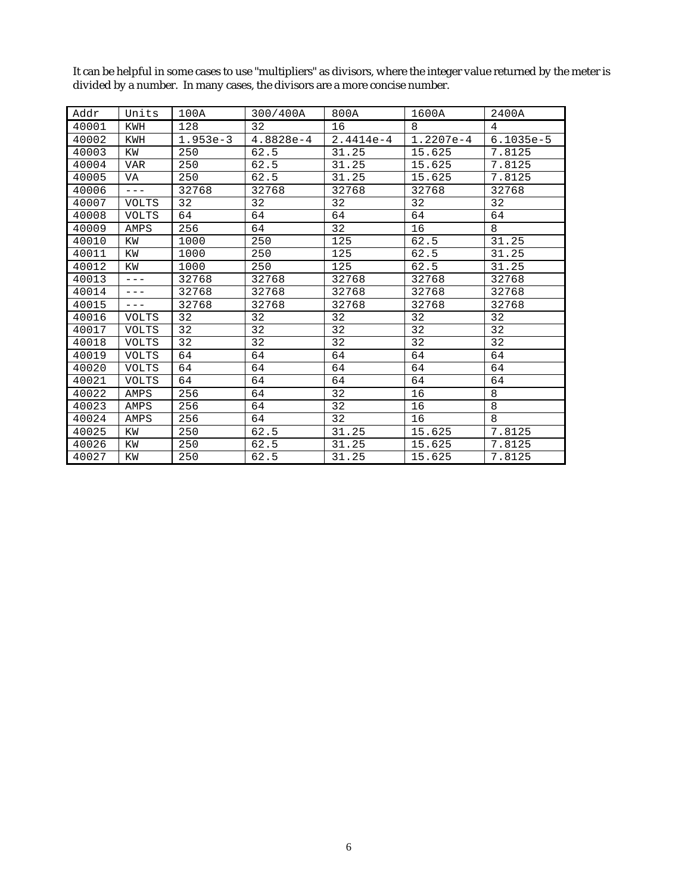It can be helpful in some cases to use "multipliers" as divisors, where the integer value returned by the meter is divided by a number. In many cases, the divisors are a more concise number.

| Addr | Units | 100A | 300/400A | 800A | 1600A | 2400A |
|---|---|---|---|---|---|---|
| 40001 | KWH | 128 | 32 | 16 | 8 | 4 |
| 40002 | KWH | 1.953e-3 | 4.8828e-4 | 2.4414e-4 | 1.2207e-4 | 6.1035e-5 |
| 40003 | KW | 250 | 62.5 | 31.25 | 15.625 | 7.8125 |
| 40004 | VAR | 250 | 62.5 | 31.25 | 15.625 | 7.8125 |
| 40005 | VA | 250 | 62.5 | 31.25 | 15.625 | 7.8125 |
| 40006 | --- | 32768 | 32768 | 32768 | 32768 | 32768 |
| 40007 | VOLTS | 32 | 32 | 32 | 32 | 32 |
| 40008 | VOLTS | 64 | 64 | 64 | 64 | 64 |
| 40009 | AMPS | 256 | 64 | 32 | 16 | 8 |
| 40010 | KW | 1000 | 250 | 125 | 62.5 | 31.25 |
| 40011 | KW | 1000 | 250 | 125 | 62.5 | 31.25 |
| 40012 | KW | 1000 | 250 | 125 | 62.5 | 31.25 |
| 40013 | --- | 32768 | 32768 | 32768 | 32768 | 32768 |
| 40014 | --- | 32768 | 32768 | 32768 | 32768 | 32768 |
| 40015 | --- | 32768 | 32768 | 32768 | 32768 | 32768 |
| 40016 | VOLTS | 32 | 32 | 32 | 32 | 32 |
| 40017 | VOLTS | 32 | 32 | 32 | 32 | 32 |
| 40018 | VOLTS | 32 | 32 | 32 | 32 | 32 |
| 40019 | VOLTS | 64 | 64 | 64 | 64 | 64 |
| 40020 | VOLTS | 64 | 64 | 64 | 64 | 64 |
| 40021 | VOLTS | 64 | 64 | 64 | 64 | 64 |
| 40022 | AMPS | 256 | 64 | 32 | 16 | 8 |
| 40023 | AMPS | 256 | 64 | 32 | 16 | 8 |
| 40024 | AMPS | 256 | 64 | 32 | 16 | 8 |
| 40025 | KW | 250 | 62.5 | 31.25 | 15.625 | 7.8125 |
| 40026 | KW | 250 | 62.5 | 31.25 | 15.625 | 7.8125 |
| 40027 | KW | 250 | 62.5 | 31.25 | 15.625 | 7.8125 |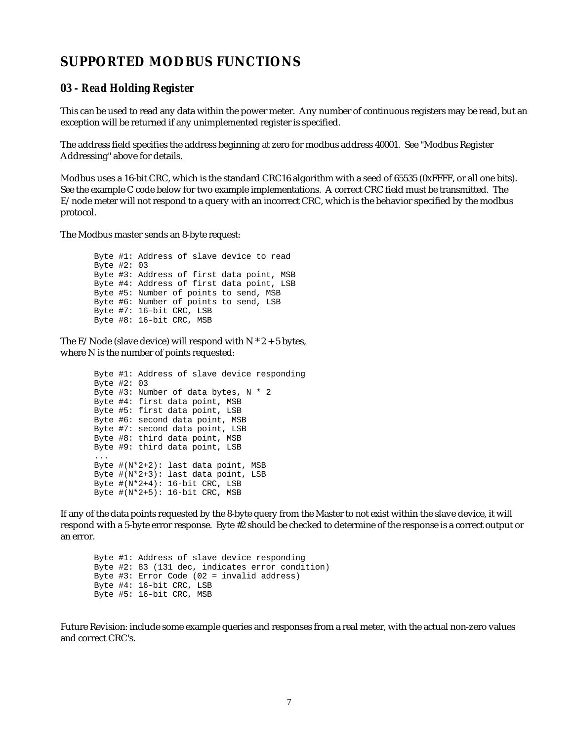# SUPPORTED MODBUS FUNCTIONS

## 03 - Read Holding Register

This can be used to read any data within the power meter. Any number of continuous registers may be read, but an exception will be returned if any unimplemented register is specified.

The address field specifies the address beginning at zero for modbus address 40001. See "Modbus Register Addressing" above for details.

Modbus uses a 16-bit CRC, which is the standard CRC16 algorithm with a seed of 65535 (0xFFFF, or all one bits). See the example C code below for two example implementations. A correct CRC field must be transmitted. The E/node meter will not respond to a query with an incorrect CRC, which is the behavior specified by the modbus protocol.

The Modbus master sends an 8-byte request:

```
Byte #1: Address of slave device to read
Byte #2: 03
Byte #3: Address of first data point, MSB
Byte #4: Address of first data point, LSB
Byte #5: Number of points to send, MSB
Byte #6: Number of points to send, LSB
Byte #7: 16-bit CRC, LSB
Byte #8: 16-bit CRC, MSB
```

The E/Node (slave device) will respond with N * 2 + 5 bytes, where N is the number of points requested:

```
Byte #1: Address of slave device responding
Byte #2: 03
Byte #3: Number of data bytes, N * 2
Byte #4: first data point, MSB
Byte #5: first data point, LSB
Byte #6: second data point, MSB
Byte #7: second data point, LSB
Byte #8: third data point, MSB
Byte #9: third data point, LSB
...
Byte #(N*2+2): last data point, MSB
Byte #(N*2+3): last data point, LSB
Byte #(N*2+4): 16-bit CRC, LSB
Byte #(N*2+5): 16-bit CRC, MSB
```

If any of the data points requested by the 8-byte query from the Master to not exist within the slave device, it will respond with a 5-byte error response. Byte #2 should be checked to determine of the response is a correct output or an error.

```
Byte #1: Address of slave device responding
Byte #2: 83 (131 dec, indicates error condition)
Byte #3: Error Code (02 = invalid address)
Byte #4: 16-bit CRC, LSB
Byte #5: 16-bit CRC, MSB
```

Future Revision: include some example queries and responses from a real meter, with the actual non-zero values and correct CRC's.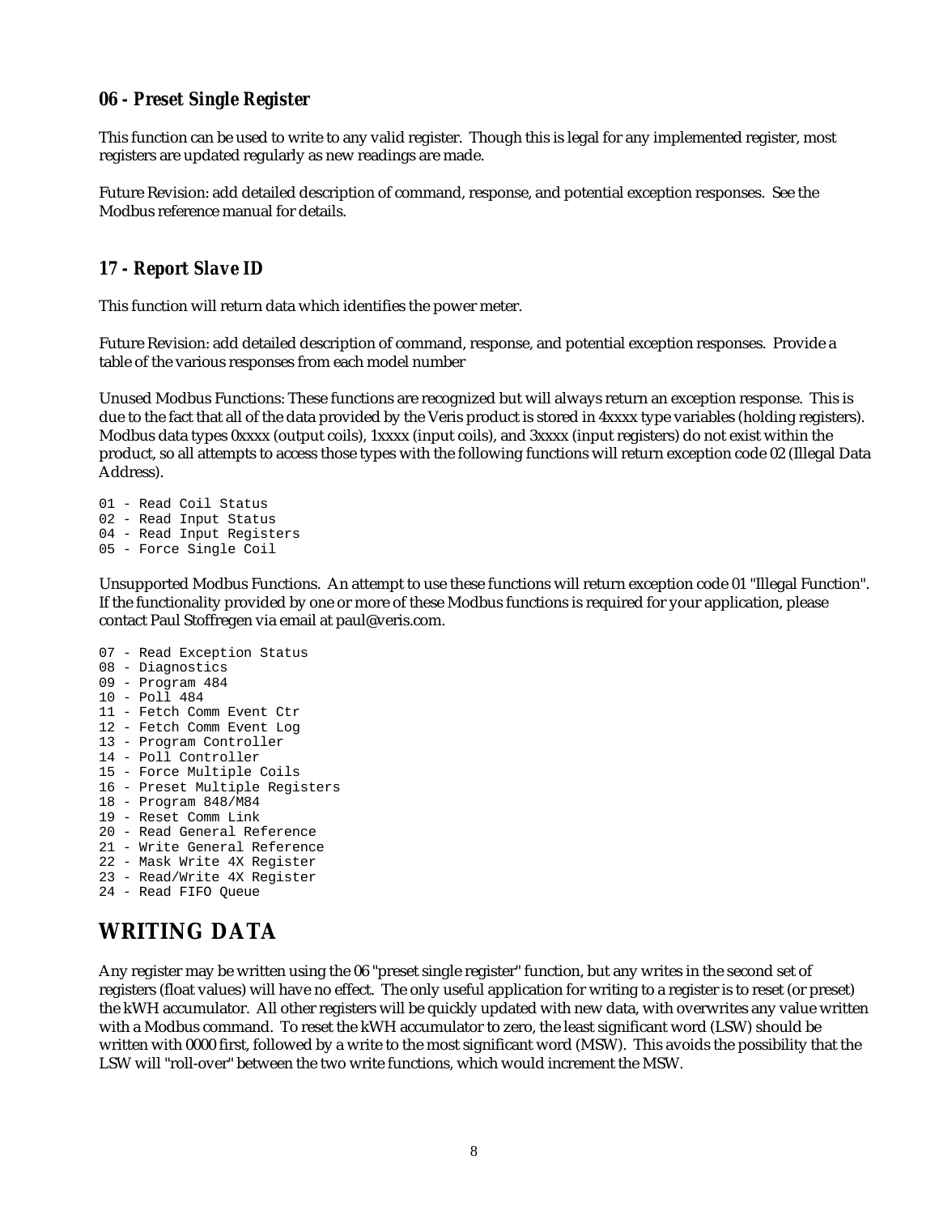### 06 - Preset Single Register

This function can be used to write to any valid register. Though this is legal for any implemented register, most registers are updated regularly as new readings are made.

Future Revision: add detailed description of command, response, and potential exception responses. See the Modbus reference manual for details.

### 17 - Report Slave ID

This function will return data which identifies the power meter.

Future Revision: add detailed description of command, response, and potential exception responses. Provide a table of the various responses from each model number

Unused Modbus Functions: These functions are recognized but will always return an exception response. This is due to the fact that all of the data provided by the Veris product is stored in 4xxxx type variables (holding registers). Modbus data types 0xxxx (output coils), 1xxxx (input coils), and 3xxxx (input registers) do not exist within the product, so all attempts to access those types with the following functions will return exception code 02 (Illegal Data Address).

```
01 - Read Coil Status
02 - Read Input Status
04 - Read Input Registers
05 - Force Single Coil
```

Unsupported Modbus Functions. An attempt to use these functions will return exception code 01 "Illegal Function". If the functionality provided by one or more of these Modbus functions is required for your application, please contact Paul Stoffregen via email at paul@veris.com.

```
07 - Read Exception Status
08 - Diagnostics
09 - Program 484
10 - Poll 484
11 - Fetch Comm Event Ctr
12 - Fetch Comm Event Log
13 - Program Controller
14 - Poll Controller
15 - Force Multiple Coils
16 - Preset Multiple Registers
18 - Program 848/M84
19 - Reset Comm Link
20 - Read General Reference
21 - Write General Reference
22 - Mask Write 4X Register
23 - Read/Write 4X Register
24 - Read FIFO Queue
```

## WRITING DATA

Any register may be written using the 06 "preset single register" function, but any writes in the second set of registers (float values) will have no effect. The only useful application for writing to a register is to reset (or preset) the kWH accumulator. All other registers will be quickly updated with new data, with overwrites any value written with a Modbus command. To reset the kWH accumulator to zero, the least significant word (LSW) should be written with 0000 first, followed by a write to the most significant word (MSW). This avoids the possibility that the LSW will "roll-over" between the two write functions, which would increment the MSW.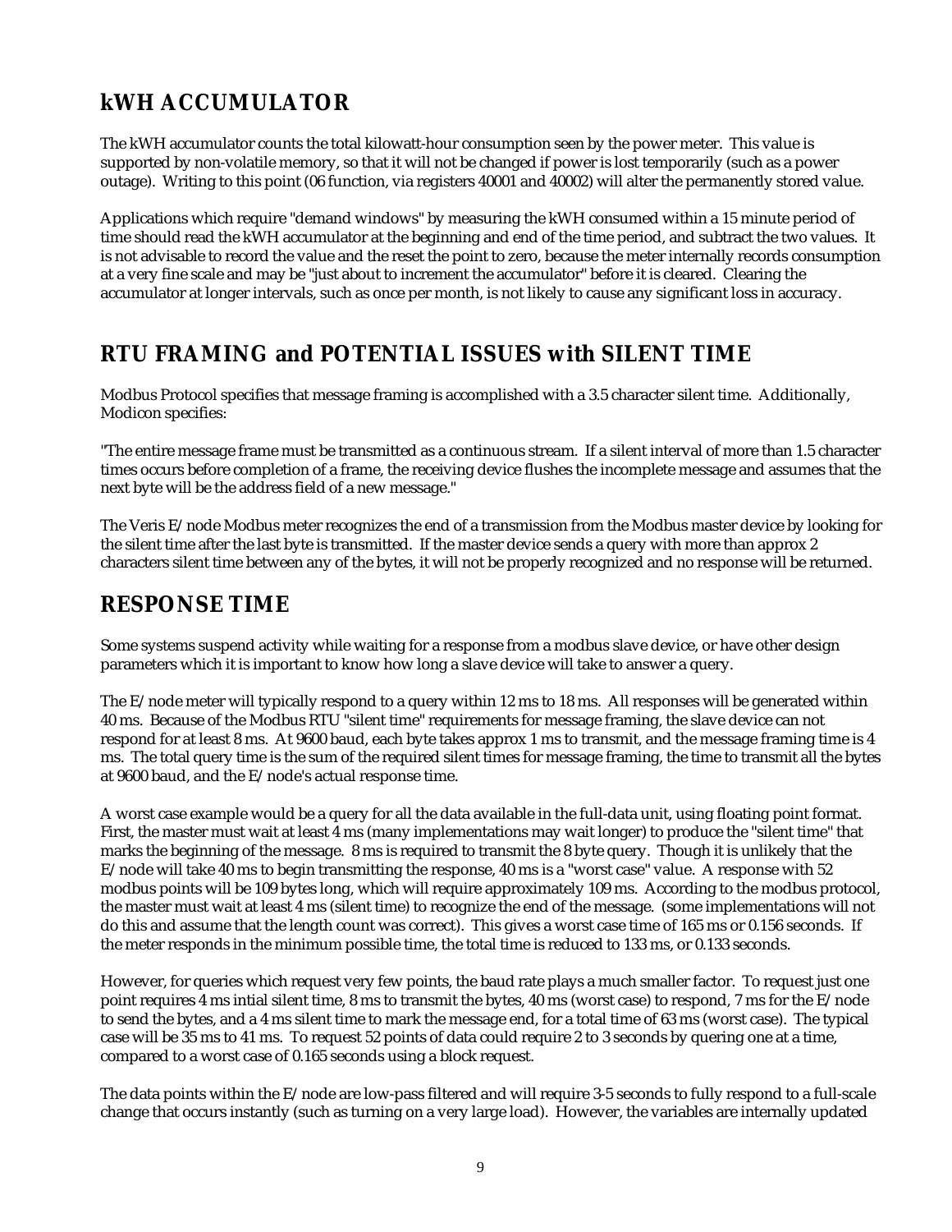## kWH ACCUMULATOR

The kWH accumulator counts the total kilowatt-hour consumption seen by the power meter. This value is supported by non-volatile memory, so that it will not be changed if power is lost temporarily (such as a power outage). Writing to this point (06 function, via registers 40001 and 40002) will alter the permanently stored value.

Applications which require "demand windows" by measuring the kWH consumed within a 15 minute period of time should read the kWH accumulator at the beginning and end of the time period, and subtract the two values. It is not advisable to record the value and the reset the point to zero, because the meter internally records consumption at a very fine scale and may be "just about to increment the accumulator" before it is cleared. Clearing the accumulator at longer intervals, such as once per month, is not likely to cause any significant loss in accuracy.

## RTU FRAMING and POTENTIAL ISSUES with SILENT TIME

Modbus Protocol specifies that message framing is accomplished with a 3.5 character silent time. Additionally, Modicon specifies:

"The entire message frame must be transmitted as a continuous stream. If a silent interval of more than 1.5 character times occurs before completion of a frame, the receiving device flushes the incomplete message and assumes that the next byte will be the address field of a new message."

The Veris E/node Modbus meter recognizes the end of a transmission from the Modbus master device by looking for the silent time after the last byte is transmitted. If the master device sends a query with more than approx 2 characters silent time between any of the bytes, it will not be properly recognized and no response will be returned.

## RESPONSE TIME

Some systems suspend activity while waiting for a response from a modbus slave device, or have other design parameters which it is important to know how long a slave device will take to answer a query.

The E/node meter will typically respond to a query within 12 ms to 18 ms. All responses will be generated within 40 ms. Because of the Modbus RTU "silent time" requirements for message framing, the slave device can not respond for at least 8 ms. At 9600 baud, each byte takes approx 1 ms to transmit, and the message framing time is 4 ms. The total query time is the sum of the required silent times for message framing, the time to transmit all the bytes at 9600 baud, and the E/node's actual response time.

A worst case example would be a query for all the data available in the full-data unit, using floating point format. First, the master must wait at least 4 ms (many implementations may wait longer) to produce the "silent time" that marks the beginning of the message. 8 ms is required to transmit the 8 byte query. Though it is unlikely that the E/node will take 40 ms to begin transmitting the response, 40 ms is a "worst case" value. A response with 52 modbus points will be 109 bytes long, which will require approximately 109 ms. According to the modbus protocol, the master must wait at least 4 ms (silent time) to recognize the end of the message. (some implementations will not do this and assume that the length count was correct). This gives a worst case time of 165 ms or 0.156 seconds. If the meter responds in the minimum possible time, the total time is reduced to 133 ms, or 0.133 seconds.

However, for queries which request very few points, the baud rate plays a much smaller factor. To request just one point requires 4 ms intial silent time, 8 ms to transmit the bytes, 40 ms (worst case) to respond, 7 ms for the E/node to send the bytes, and a 4 ms silent time to mark the message end, for a total time of 63 ms (worst case). The typical case will be 35 ms to 41 ms. To request 52 points of data could require 2 to 3 seconds by quering one at a time, compared to a worst case of 0.165 seconds using a block request.

The data points within the E/node are low-pass filtered and will require 3-5 seconds to fully respond to a full-scale change that occurs instantly (such as turning on a very large load). However, the variables are internally updated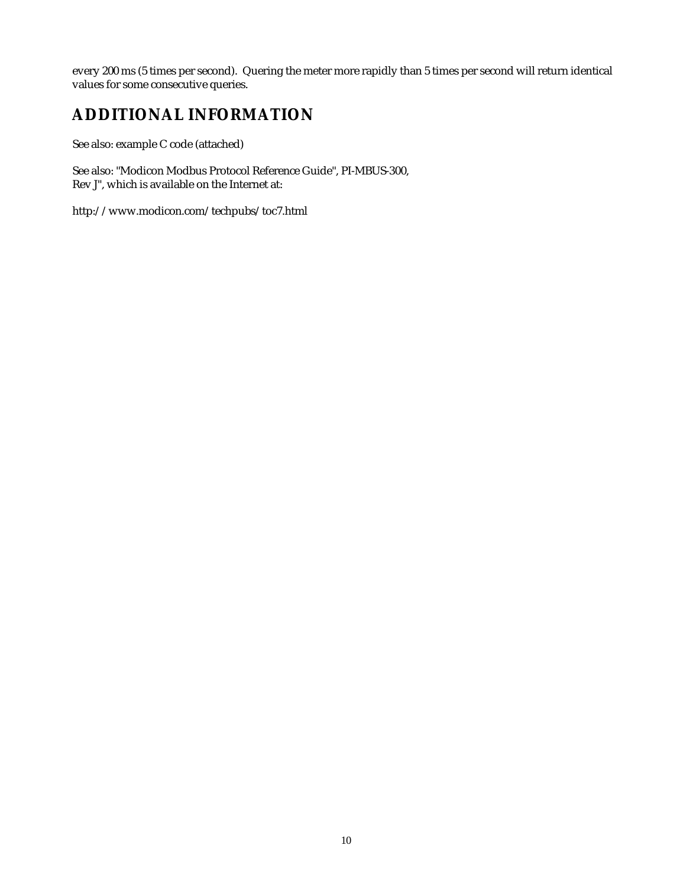every 200 ms (5 times per second). Quering the meter more rapidly than 5 times per second will return identical values for some consecutive queries.

## ADDITIONAL INFORMATION

See also: example C code (attached)

See also: "Modicon Modbus Protocol Reference Guide", PI-MBUS-300,
Rev J", which is available on the Internet at:

http://www.modicon.com/techpubs/toc7.html